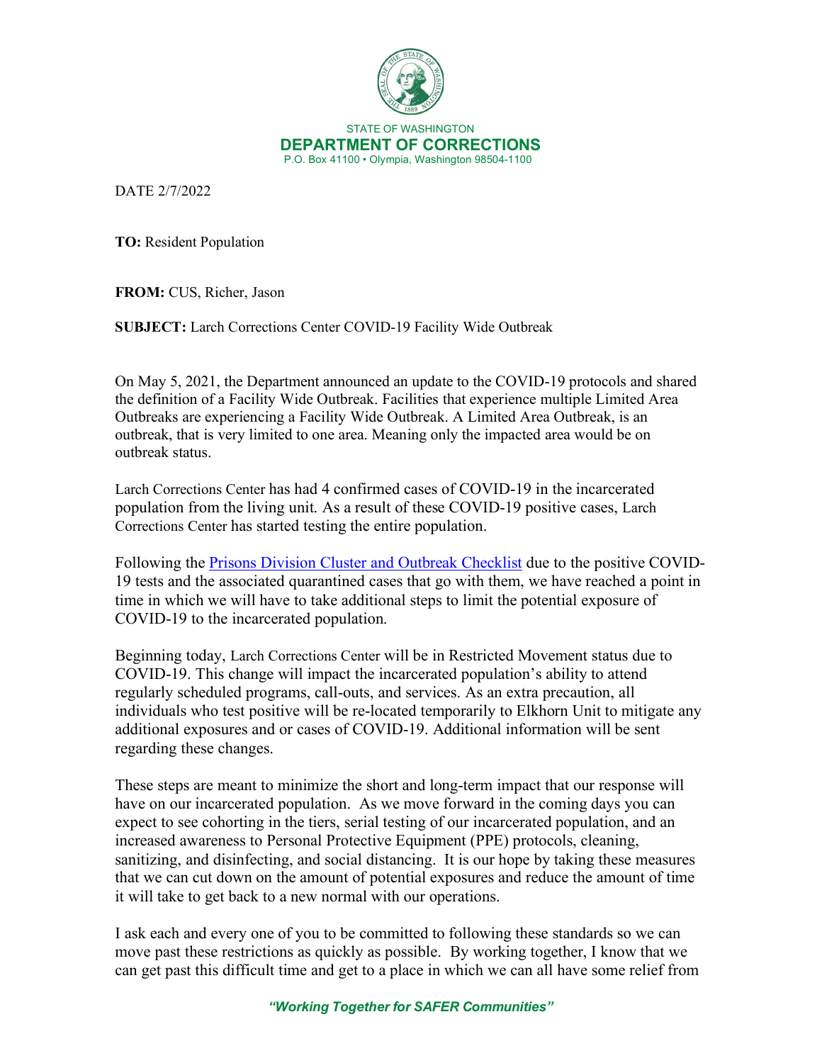STATE OF WASHINGTON
**DEPARTMENT OF CORRECTIONS**
P.O. Box 41100 • Olympia, Washington 98504-1100

DATE 2/7/2022

**TO:** Resident Population

**FROM:** CUS, Richer, Jason

**SUBJECT:** Larch Corrections Center COVID-19 Facility Wide Outbreak

On May 5, 2021, the Department announced an update to the COVID-19 protocols and shared the definition of a Facility Wide Outbreak. Facilities that experience multiple Limited Area Outbreaks are experiencing a Facility Wide Outbreak. A Limited Area Outbreak, is an outbreak, that is very limited to one area. Meaning only the impacted area would be on outbreak status.

Larch Corrections Center has had 4 confirmed cases of COVID-19 in the incarcerated population from the living unit. As a result of these COVID-19 positive cases, Larch Corrections Center has started testing the entire population.

Following the [Prisons Division Cluster and Outbreak Checklist]() due to the positive COVID-19 tests and the associated quarantined cases that go with them, we have reached a point in time in which we will have to take additional steps to limit the potential exposure of COVID-19 to the incarcerated population.

Beginning today, Larch Corrections Center will be in Restricted Movement status due to COVID-19. This change will impact the incarcerated population's ability to attend regularly scheduled programs, call-outs, and services. As an extra precaution, all individuals who test positive will be re-located temporarily to Elkhorn Unit to mitigate any additional exposures and or cases of COVID-19. Additional information will be sent regarding these changes.

These steps are meant to minimize the short and long-term impact that our response will have on our incarcerated population. As we move forward in the coming days you can expect to see cohorting in the tiers, serial testing of our incarcerated population, and an increased awareness to Personal Protective Equipment (PPE) protocols, cleaning, sanitizing, and disinfecting, and social distancing. It is our hope by taking these measures that we can cut down on the amount of potential exposures and reduce the amount of time it will take to get back to a new normal with our operations.

I ask each and every one of you to be committed to following these standards so we can move past these restrictions as quickly as possible. By working together, I know that we can get past this difficult time and get to a place in which we can all have some relief from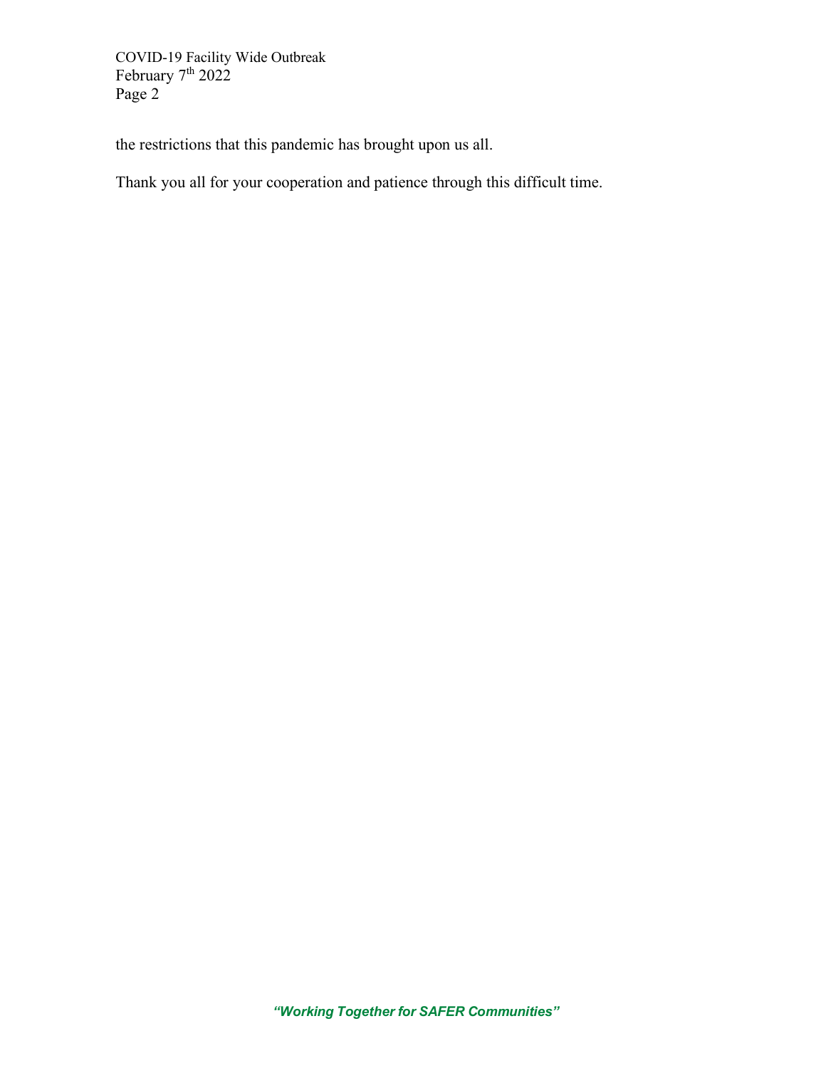the restrictions that this pandemic has brought upon us all.

Thank you all for your cooperation and patience through this difficult time.